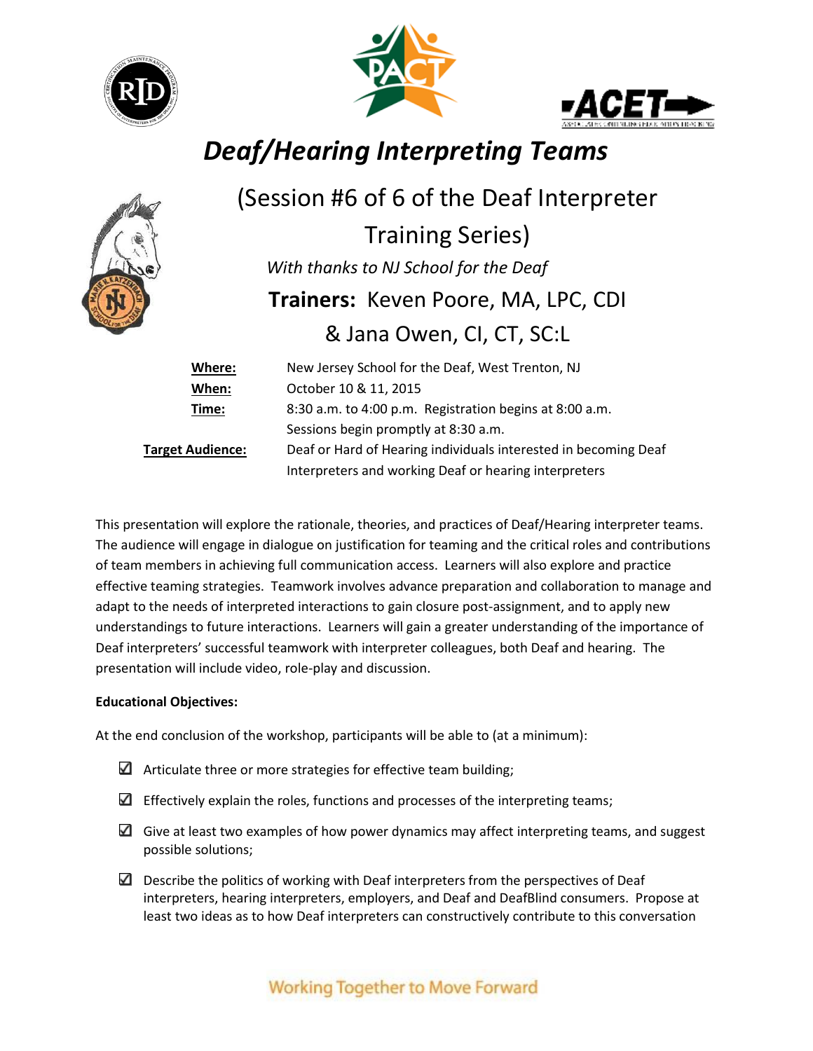# *Deaf/Hearing Interpreting Teams*

(Session #6 of 6 of the Deaf Interpreter Training Series)

*With thanks to NJ School for the Deaf*

**Trainers:** Keven Poore, MA, LPC, CDI & Jana Owen, CI, CT, SC:L

| | |
|---|---|
| **Where:** | New Jersey School for the Deaf, West Trenton, NJ |
| **When:** | October 10 & 11, 2015 |
| **Time:** | 8:30 a.m. to 4:00 p.m. Registration begins at 8:00 a.m. Sessions begin promptly at 8:30 a.m. |
| **Target Audience:** | Deaf or Hard of Hearing individuals interested in becoming Deaf Interpreters and working Deaf or hearing interpreters |

This presentation will explore the rationale, theories, and practices of Deaf/Hearing interpreter teams. The audience will engage in dialogue on justification for teaming and the critical roles and contributions of team members in achieving full communication access. Learners will also explore and practice effective teaming strategies. Teamwork involves advance preparation and collaboration to manage and adapt to the needs of interpreted interactions to gain closure post-assignment, and to apply new understandings to future interactions. Learners will gain a greater understanding of the importance of Deaf interpreters' successful teamwork with interpreter colleagues, both Deaf and hearing. The presentation will include video, role-play and discussion.

**Educational Objectives:**

At the end conclusion of the workshop, participants will be able to (at a minimum):

- ☑ Articulate three or more strategies for effective team building;
- ☑ Effectively explain the roles, functions and processes of the interpreting teams;
- ☑ Give at least two examples of how power dynamics may affect interpreting teams, and suggest possible solutions;
- ☑ Describe the politics of working with Deaf interpreters from the perspectives of Deaf interpreters, hearing interpreters, employers, and Deaf and DeafBlind consumers. Propose at least two ideas as to how Deaf interpreters can constructively contribute to this conversation

Working Together to Move Forward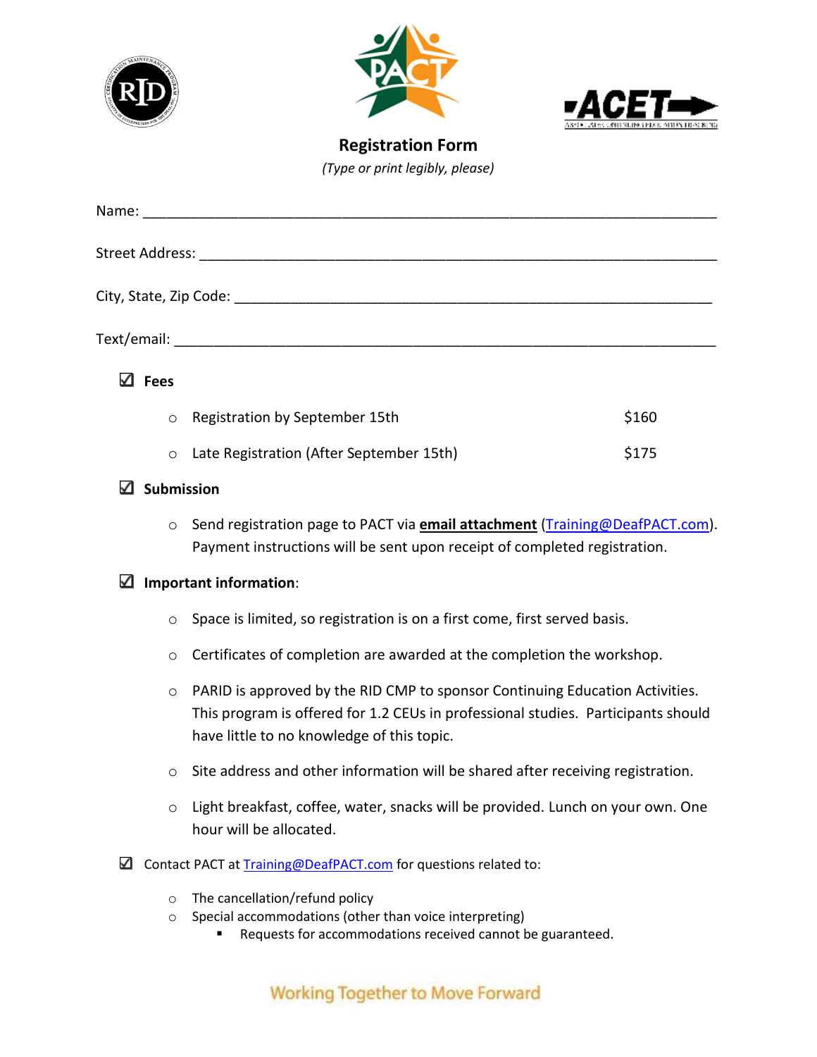## Registration Form

*(Type or print legibly, please)*

Name: ______________________________________________________________________

Street Address: ______________________________________________________________

City, State, Zip Code: _________________________________________________________

Text/email: ___________________________________________________________________

☑ **Fees**

- Registration by September 15th — $160
- Late Registration (After September 15th) — $175

☑ **Submission**

- Send registration page to PACT via **email attachment** (Training@DeafPACT.com). Payment instructions will be sent upon receipt of completed registration.

☑ **Important information**:

- Space is limited, so registration is on a first come, first served basis.
- Certificates of completion are awarded at the completion the workshop.
- PARID is approved by the RID CMP to sponsor Continuing Education Activities. This program is offered for 1.2 CEUs in professional studies. Participants should have little to no knowledge of this topic.
- Site address and other information will be shared after receiving registration.
- Light breakfast, coffee, water, snacks will be provided. Lunch on your own. One hour will be allocated.

☑ Contact PACT at Training@DeafPACT.com for questions related to:

- The cancellation/refund policy
- Special accommodations (other than voice interpreting)
  - Requests for accommodations received cannot be guaranteed.

Working Together to Move Forward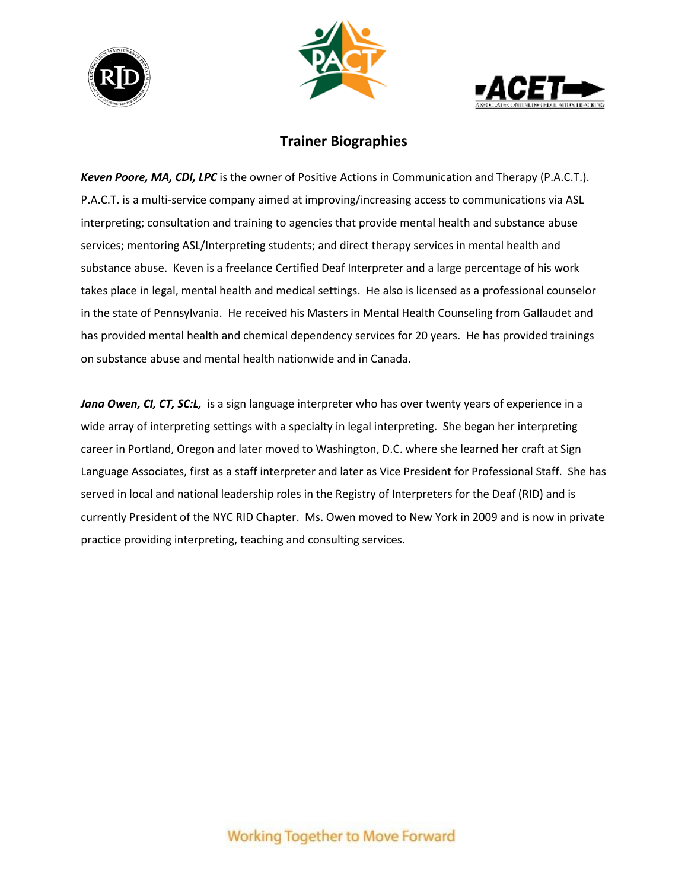## Trainer Biographies

***Keven Poore, MA, CDI, LPC*** is the owner of Positive Actions in Communication and Therapy (P.A.C.T.). P.A.C.T. is a multi-service company aimed at improving/increasing access to communications via ASL interpreting; consultation and training to agencies that provide mental health and substance abuse services; mentoring ASL/Interpreting students; and direct therapy services in mental health and substance abuse. Keven is a freelance Certified Deaf Interpreter and a large percentage of his work takes place in legal, mental health and medical settings. He also is licensed as a professional counselor in the state of Pennsylvania. He received his Masters in Mental Health Counseling from Gallaudet and has provided mental health and chemical dependency services for 20 years. He has provided trainings on substance abuse and mental health nationwide and in Canada.

***Jana Owen, CI, CT, SC:L,*** is a sign language interpreter who has over twenty years of experience in a wide array of interpreting settings with a specialty in legal interpreting. She began her interpreting career in Portland, Oregon and later moved to Washington, D.C. where she learned her craft at Sign Language Associates, first as a staff interpreter and later as Vice President for Professional Staff. She has served in local and national leadership roles in the Registry of Interpreters for the Deaf (RID) and is currently President of the NYC RID Chapter. Ms. Owen moved to New York in 2009 and is now in private practice providing interpreting, teaching and consulting services.